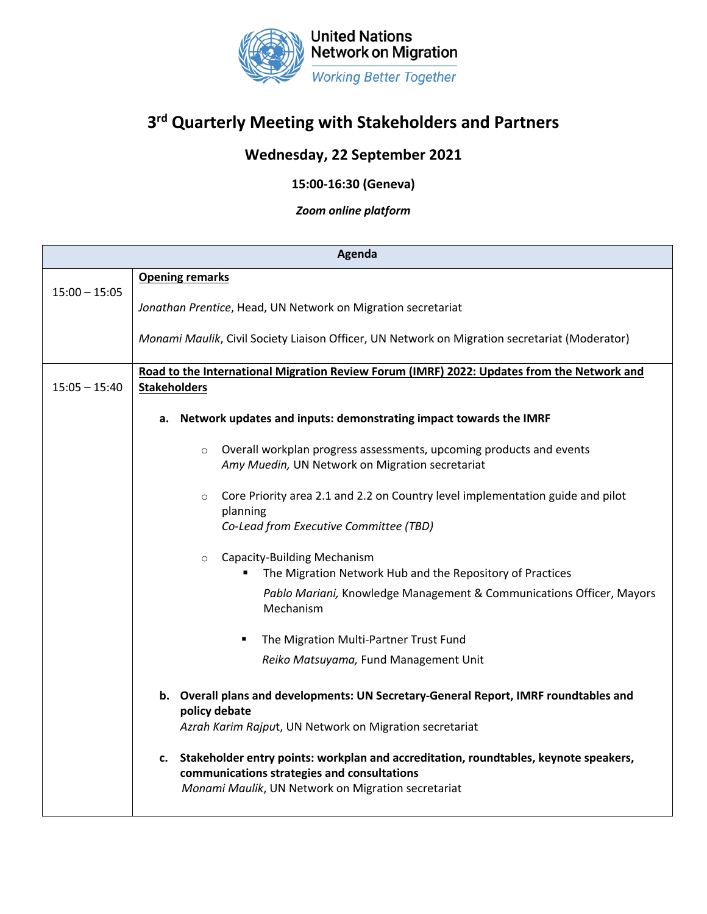United Nations
Network on Migration
*Working Better Together*

# 3rd Quarterly Meeting with Stakeholders and Partners

## Wednesday, 22 September 2021

### 15:00-16:30 (Geneva)

***Zoom online platform***

| Agenda | |
|---|---|
| 15:00 – 15:05 | **Opening remarks**<br><br>*Jonathan Prentice*, Head, UN Network on Migration secretariat<br><br>*Monami Maulik*, Civil Society Liaison Officer, UN Network on Migration secretariat (Moderator) |
| 15:05 – 15:40 | **Road to the International Migration Review Forum (IMRF) 2022: Updates from the Network and Stakeholders**<br><br>**a. Network updates and inputs: demonstrating impact towards the IMRF**<br><br>○ Overall workplan progress assessments, upcoming products and events<br>*Amy Muedin,* UN Network on Migration secretariat<br><br>○ Core Priority area 2.1 and 2.2 on Country level implementation guide and pilot planning<br>*Co-Lead from Executive Committee (TBD)*<br><br>○ Capacity-Building Mechanism<br>▪ The Migration Network Hub and the Repository of Practices<br>*Pablo Mariani,* Knowledge Management & Communications Officer, Mayors Mechanism<br><br>▪ The Migration Multi-Partner Trust Fund<br>*Reiko Matsuyama,* Fund Management Unit<br><br>**b. Overall plans and developments: UN Secretary-General Report, IMRF roundtables and policy debate**<br>*Azrah Karim Rajput*, UN Network on Migration secretariat<br><br>**c. Stakeholder entry points: workplan and accreditation, roundtables, keynote speakers, communications strategies and consultations**<br>*Monami Maulik*, UN Network on Migration secretariat |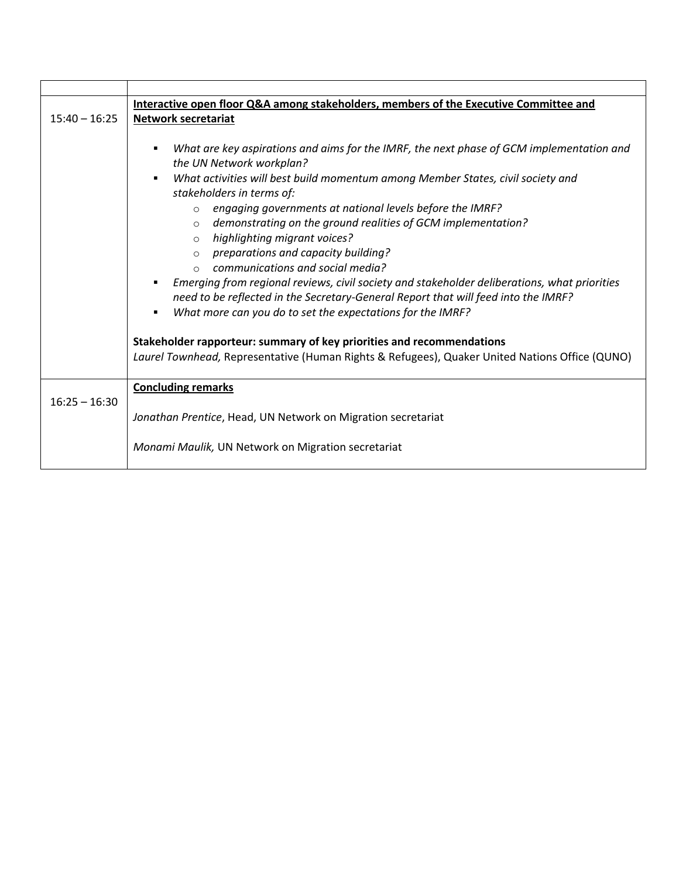| | |
|---|---|
| 15:40 – 16:25 | **Interactive open floor Q&A among stakeholders, members of the Executive Committee and Network secretariat**<br><br>▪ *What are key aspirations and aims for the IMRF, the next phase of GCM implementation and the UN Network workplan?*<br>▪ *What activities will best build momentum among Member States, civil society and stakeholders in terms of:*<br>&nbsp;&nbsp;&nbsp;&nbsp;○ *engaging governments at national levels before the IMRF?*<br>&nbsp;&nbsp;&nbsp;&nbsp;○ *demonstrating on the ground realities of GCM implementation?*<br>&nbsp;&nbsp;&nbsp;&nbsp;○ *highlighting migrant voices?*<br>&nbsp;&nbsp;&nbsp;&nbsp;○ *preparations and capacity building?*<br>&nbsp;&nbsp;&nbsp;&nbsp;○ *communications and social media?*<br>▪ *Emerging from regional reviews, civil society and stakeholder deliberations, what priorities need to be reflected in the Secretary-General Report that will feed into the IMRF?*<br>▪ *What more can you do to set the expectations for the IMRF?*<br><br>**Stakeholder rapporteur: summary of key priorities and recommendations**<br>*Laurel Townhead,* Representative (Human Rights & Refugees), Quaker United Nations Office (QUNO) |
| 16:25 – 16:30 | **Concluding remarks**<br><br>*Jonathan Prentice*, Head, UN Network on Migration secretariat<br><br>*Monami Maulik,* UN Network on Migration secretariat |